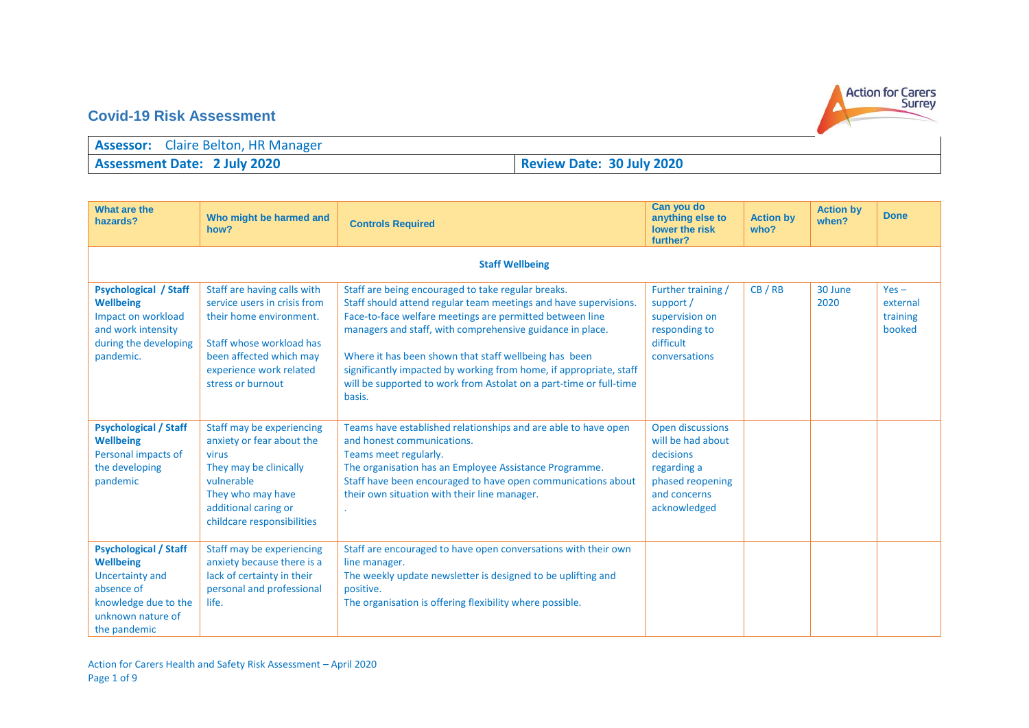# Covid-19 Risk Assessment

Action for Carers Surrey

| **Assessor:** Claire Belton, HR Manager | |
|---|---|
| **Assessment Date: 2 July 2020** | **Review Date: 30 July 2020** |

| What are the hazards? | Who might be harmed and how? | Controls Required | Can you do anything else to lower the risk further? | Action by who? | Action by when? | Done |
|---|---|---|---|---|---|---|
| **Staff Wellbeing** | | | | | | |
| **Psychological / Staff Wellbeing** Impact on workload and work intensity during the developing pandemic. | Staff are having calls with service users in crisis from their home environment.<br><br>Staff whose workload has been affected which may experience work related stress or burnout | Staff are being encouraged to take regular breaks.<br>Staff should attend regular team meetings and have supervisions.<br>Face-to-face welfare meetings are permitted between line managers and staff, with comprehensive guidance in place.<br><br>Where it has been shown that staff wellbeing has been significantly impacted by working from home, if appropriate, staff will be supported to work from Astolat on a part-time or full-time basis. | Further training / support / supervision on responding to difficult conversations | CB / RB | 30 June 2020 | Yes – external training booked |
| **Psychological / Staff Wellbeing** Personal impacts of the developing pandemic | Staff may be experiencing anxiety or fear about the virus<br>They may be clinically vulnerable<br>They who may have additional caring or childcare responsibilities | Teams have established relationships and are able to have open and honest communications.<br>Teams meet regularly.<br>The organisation has an Employee Assistance Programme.<br>Staff have been encouraged to have open communications about their own situation with their line manager.<br>. | Open discussions will be had about decisions regarding a phased reopening and concerns acknowledged | | | |
| **Psychological / Staff Wellbeing** Uncertainty and absence of knowledge due to the unknown nature of the pandemic | Staff may be experiencing anxiety because there is a lack of certainty in their personal and professional life. | Staff are encouraged to have open conversations with their own line manager.<br>The weekly update newsletter is designed to be uplifting and positive.<br>The organisation is offering flexibility where possible. | | | | |

Action for Carers Health and Safety Risk Assessment – April 2020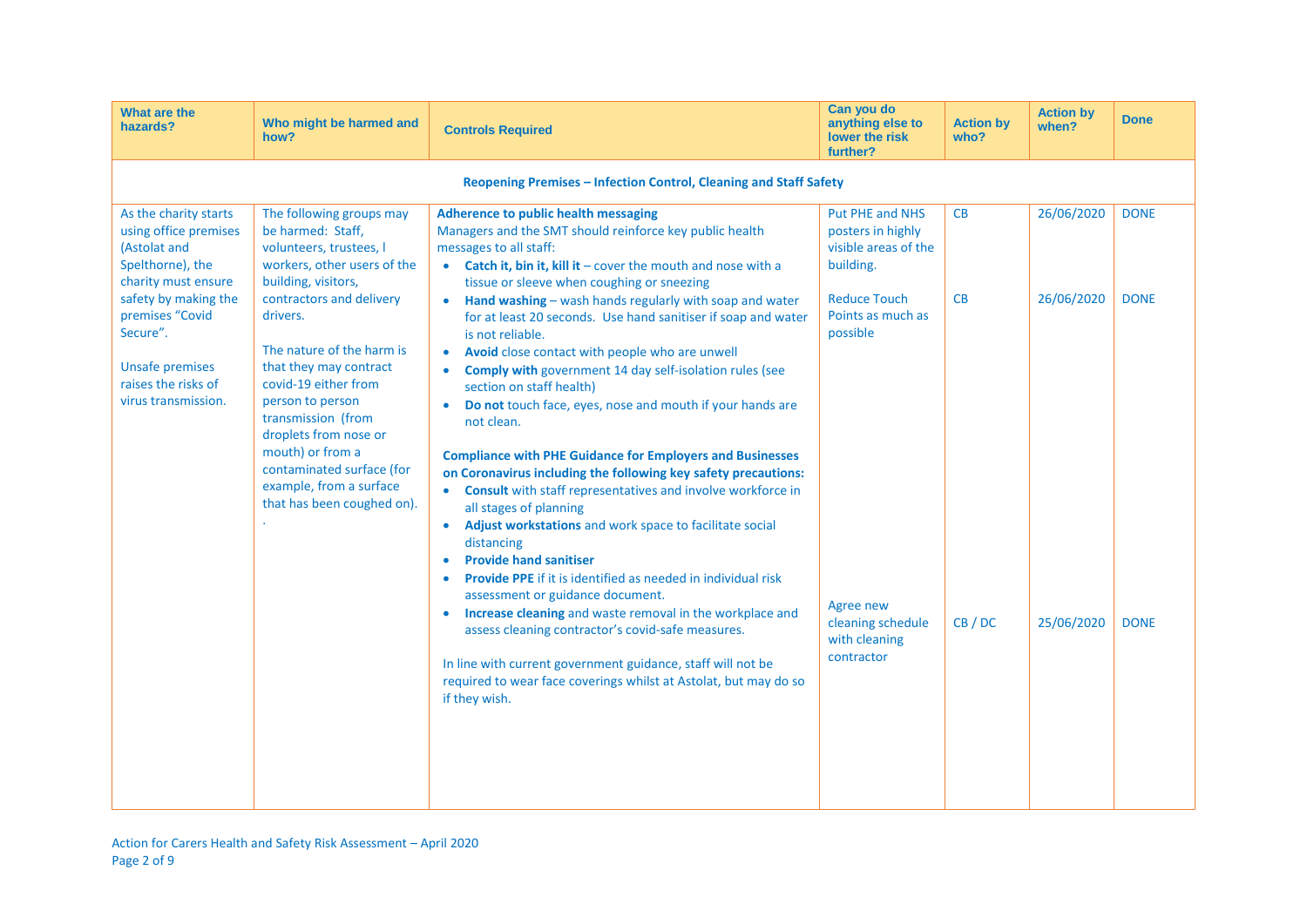| What are the hazards? | Who might be harmed and how? | Controls Required | Can you do anything else to lower the risk further? | Action by who? | Action by when? | Done |
|---|---|---|---|---|---|---|
| **Reopening Premises – Infection Control, Cleaning and Staff Safety** | | | | | | |
| As the charity starts using office premises (Astolat and Spelthorne), the charity must ensure safety by making the premises "Covid Secure".<br><br>Unsafe premises raises the risks of virus transmission. | The following groups may be harmed: Staff, volunteers, trustees, l workers, other users of the building, visitors, contractors and delivery drivers.<br><br>The nature of the harm is that they may contract covid-19 either from person to person transmission (from droplets from nose or mouth) or from a contaminated surface (for example, from a surface that has been coughed on).<br>. | **Adherence to public health messaging**<br>Managers and the SMT should reinforce key public health messages to all staff:<br>• **Catch it, bin it, kill it** – cover the mouth and nose with a tissue or sleeve when coughing or sneezing<br>• **Hand washing** – wash hands regularly with soap and water for at least 20 seconds. Use hand sanitiser if soap and water is not reliable.<br>• **Avoid** close contact with people who are unwell<br>• **Comply with** government 14 day self-isolation rules (see section on staff health)<br>• **Do not** touch face, eyes, nose and mouth if your hands are not clean.<br><br>**Compliance with PHE Guidance for Employers and Businesses on Coronavirus including the following key safety precautions:**<br>• **Consult** with staff representatives and involve workforce in all stages of planning<br>• **Adjust workstations** and work space to facilitate social distancing<br>• **Provide hand sanitiser**<br>• **Provide PPE** if it is identified as needed in individual risk assessment or guidance document.<br>• **Increase cleaning** and waste removal in the workplace and assess cleaning contractor's covid-safe measures.<br><br>In line with current government guidance, staff will not be required to wear face coverings whilst at Astolat, but may do so if they wish. | Put PHE and NHS posters in highly visible areas of the building.<br><br>Reduce Touch Points as much as possible<br><br>Agree new cleaning schedule with cleaning contractor | CB<br><br>CB<br><br>CB / DC | 26/06/2020<br><br>26/06/2020<br><br>25/06/2020 | DONE<br><br>DONE<br><br>DONE |

Action for Carers Health and Safety Risk Assessment – April 2020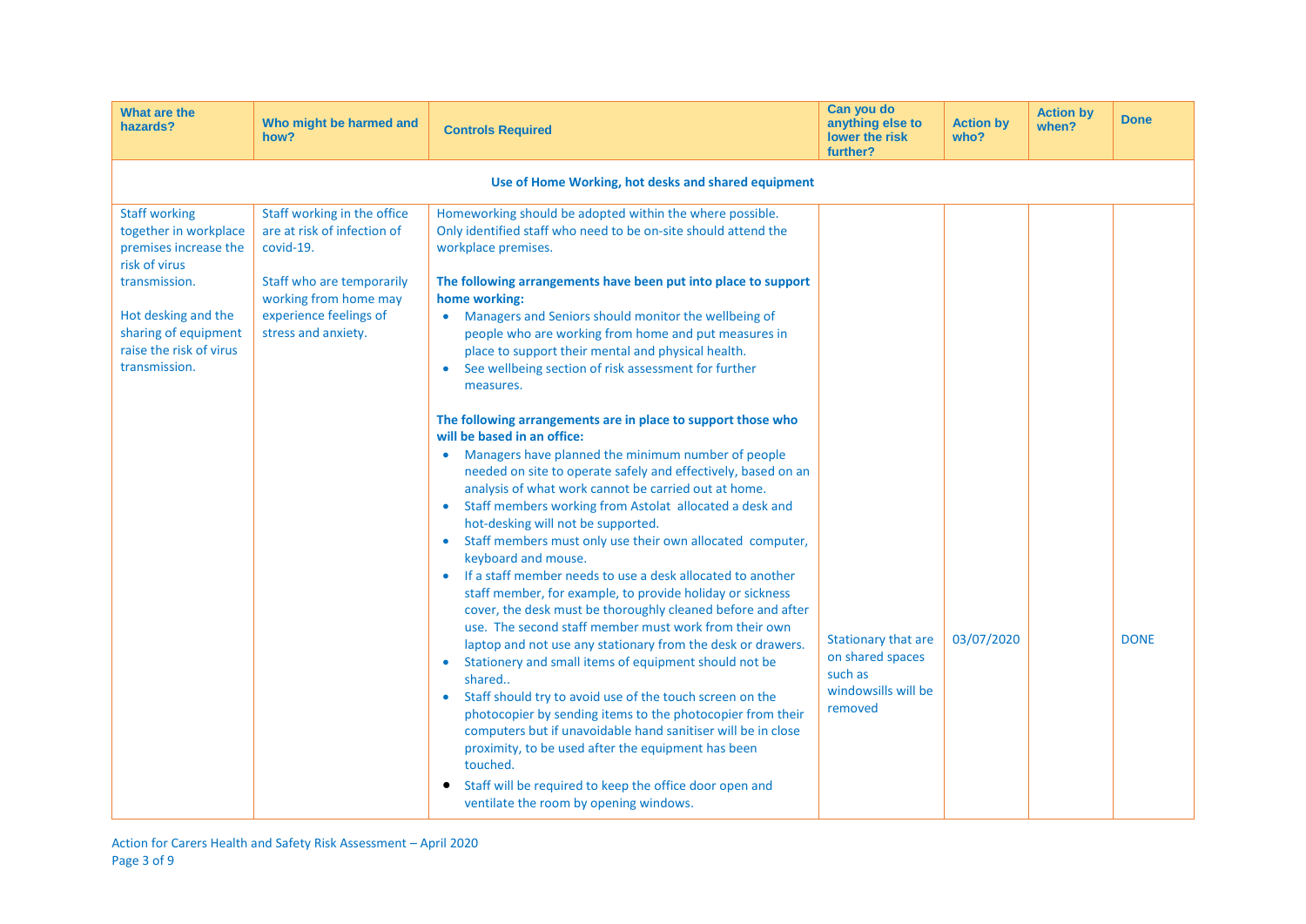| What are the hazards? | Who might be harmed and how? | Controls Required | Can you do anything else to lower the risk further? | Action by who? | Action by when? | Done |
|---|---|---|---|---|---|---|
| **Use of Home Working, hot desks and shared equipment** | | | | | | |
| Staff working together in workplace premises increase the risk of virus transmission.<br><br>Hot desking and the sharing of equipment raise the risk of virus transmission. | Staff working in the office are at risk of infection of covid-19.<br><br>Staff who are temporarily working from home may experience feelings of stress and anxiety. | Homeworking should be adopted within the where possible. Only identified staff who need to be on-site should attend the workplace premises.<br><br>**The following arrangements have been put into place to support home working:**<br>• Managers and Seniors should monitor the wellbeing of people who are working from home and put measures in place to support their mental and physical health.<br>• See wellbeing section of risk assessment for further measures.<br><br>**The following arrangements are in place to support those who will be based in an office:**<br>• Managers have planned the minimum number of people needed on site to operate safely and effectively, based on an analysis of what work cannot be carried out at home.<br>• Staff members working from Astolat allocated a desk and hot-desking will not be supported.<br>• Staff members must only use their own allocated computer, keyboard and mouse.<br>• If a staff member needs to use a desk allocated to another staff member, for example, to provide holiday or sickness cover, the desk must be thoroughly cleaned before and after use. The second staff member must work from their own laptop and not use any stationary from the desk or drawers.<br>• Stationery and small items of equipment should not be shared..<br>• Staff should try to avoid use of the touch screen on the photocopier by sending items to the photocopier from their computers but if unavoidable hand sanitiser will be in close proximity, to be used after the equipment has been touched.<br>• Staff will be required to keep the office door open and ventilate the room by opening windows. | Stationary that are on shared spaces such as windowsills will be removed | 03/07/2020 | | DONE |

Action for Carers Health and Safety Risk Assessment – April 2020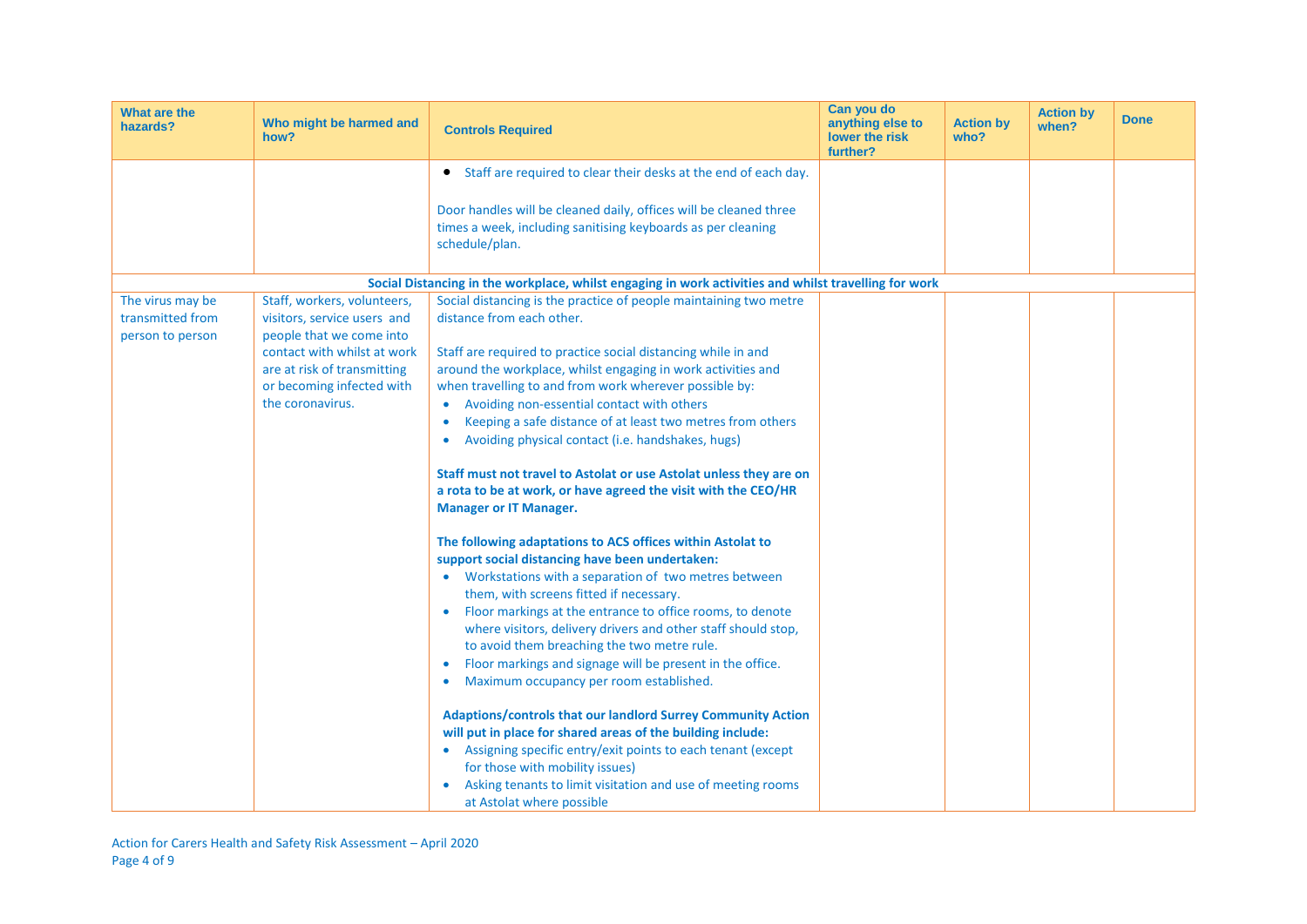| What are the hazards? | Who might be harmed and how? | Controls Required | Can you do anything else to lower the risk further? | Action by who? | Action by when? | Done |
|---|---|---|---|---|---|---|
| | | • Staff are required to clear their desks at the end of each day.<br><br>Door handles will be cleaned daily, offices will be cleaned three times a week, including sanitising keyboards as per cleaning schedule/plan. | | | | |
| | | **Social Distancing in the workplace, whilst engaging in work activities and whilst travelling for work** | | | | |
| The virus may be transmitted from person to person | Staff, workers, volunteers, visitors, service users and people that we come into contact with whilst at work are at risk of transmitting or becoming infected with the coronavirus. | Social distancing is the practice of people maintaining two metre distance from each other.<br><br>Staff are required to practice social distancing while in and around the workplace, whilst engaging in work activities and when travelling to and from work wherever possible by:<br>• Avoiding non-essential contact with others<br>• Keeping a safe distance of at least two metres from others<br>• Avoiding physical contact (i.e. handshakes, hugs)<br><br>**Staff must not travel to Astolat or use Astolat unless they are on a rota to be at work, or have agreed the visit with the CEO/HR Manager or IT Manager.**<br><br>**The following adaptations to ACS offices within Astolat to support social distancing have been undertaken:**<br>• Workstations with a separation of two metres between them, with screens fitted if necessary.<br>• Floor markings at the entrance to office rooms, to denote where visitors, delivery drivers and other staff should stop, to avoid them breaching the two metre rule.<br>• Floor markings and signage will be present in the office.<br>• Maximum occupancy per room established.<br><br>**Adaptions/controls that our landlord Surrey Community Action will put in place for shared areas of the building include:**<br>• Assigning specific entry/exit points to each tenant (except for those with mobility issues)<br>• Asking tenants to limit visitation and use of meeting rooms at Astolat where possible | | | | |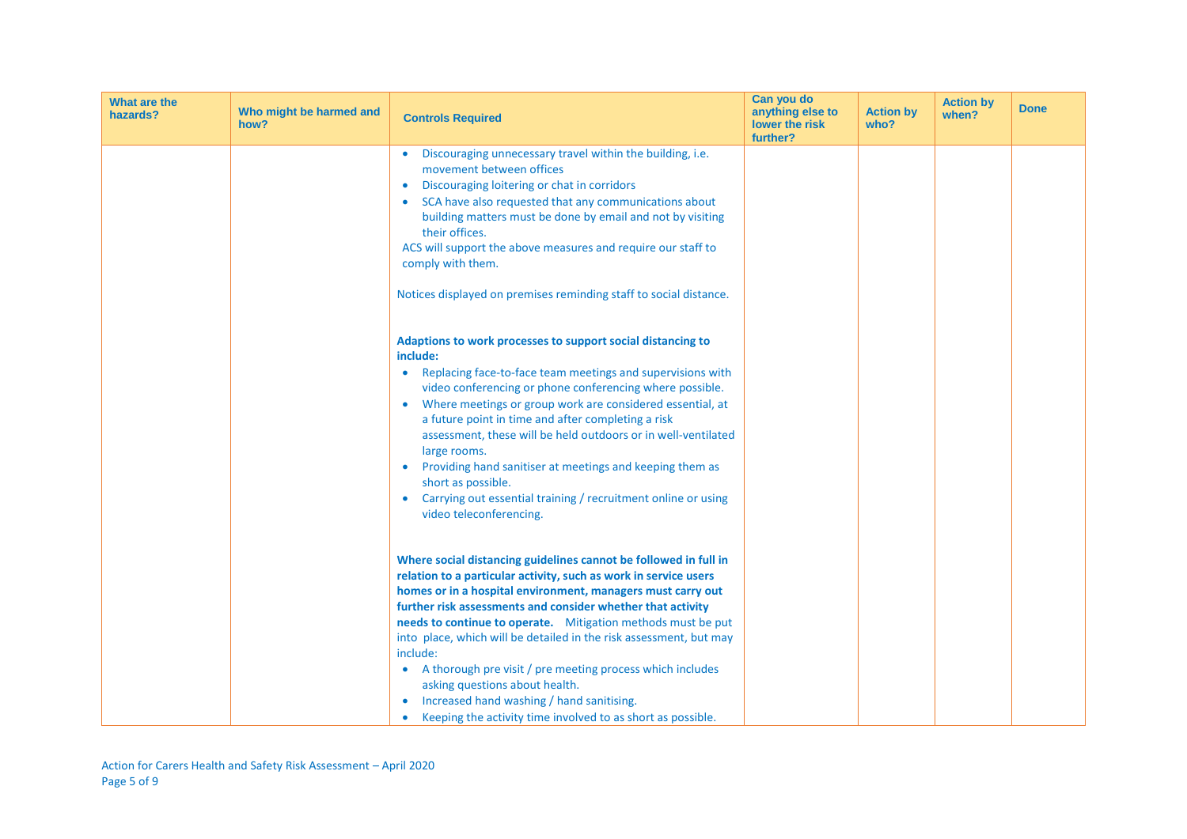| What are the hazards? | Who might be harmed and how? | Controls Required | Can you do anything else to lower the risk further? | Action by who? | Action by when? | Done |
|---|---|---|---|---|---|---|
| | | • Discouraging unnecessary travel within the building, i.e. movement between offices<br>• Discouraging loitering or chat in corridors<br>• SCA have also requested that any communications about building matters must be done by email and not by visiting their offices.<br>ACS will support the above measures and require our staff to comply with them.<br><br>Notices displayed on premises reminding staff to social distance.<br><br>**Adaptions to work processes to support social distancing to include:**<br>• Replacing face-to-face team meetings and supervisions with video conferencing or phone conferencing where possible.<br>• Where meetings or group work are considered essential, at a future point in time and after completing a risk assessment, these will be held outdoors or in well-ventilated large rooms.<br>• Providing hand sanitiser at meetings and keeping them as short as possible.<br>• Carrying out essential training / recruitment online or using video teleconferencing.<br><br>**Where social distancing guidelines cannot be followed in full in relation to a particular activity, such as work in service users homes or in a hospital environment, managers must carry out further risk assessments and consider whether that activity needs to continue to operate.** Mitigation methods must be put into place, which will be detailed in the risk assessment, but may include:<br>• A thorough pre visit / pre meeting process which includes asking questions about health.<br>• Increased hand washing / hand sanitising.<br>• Keeping the activity time involved to as short as possible. | | | | |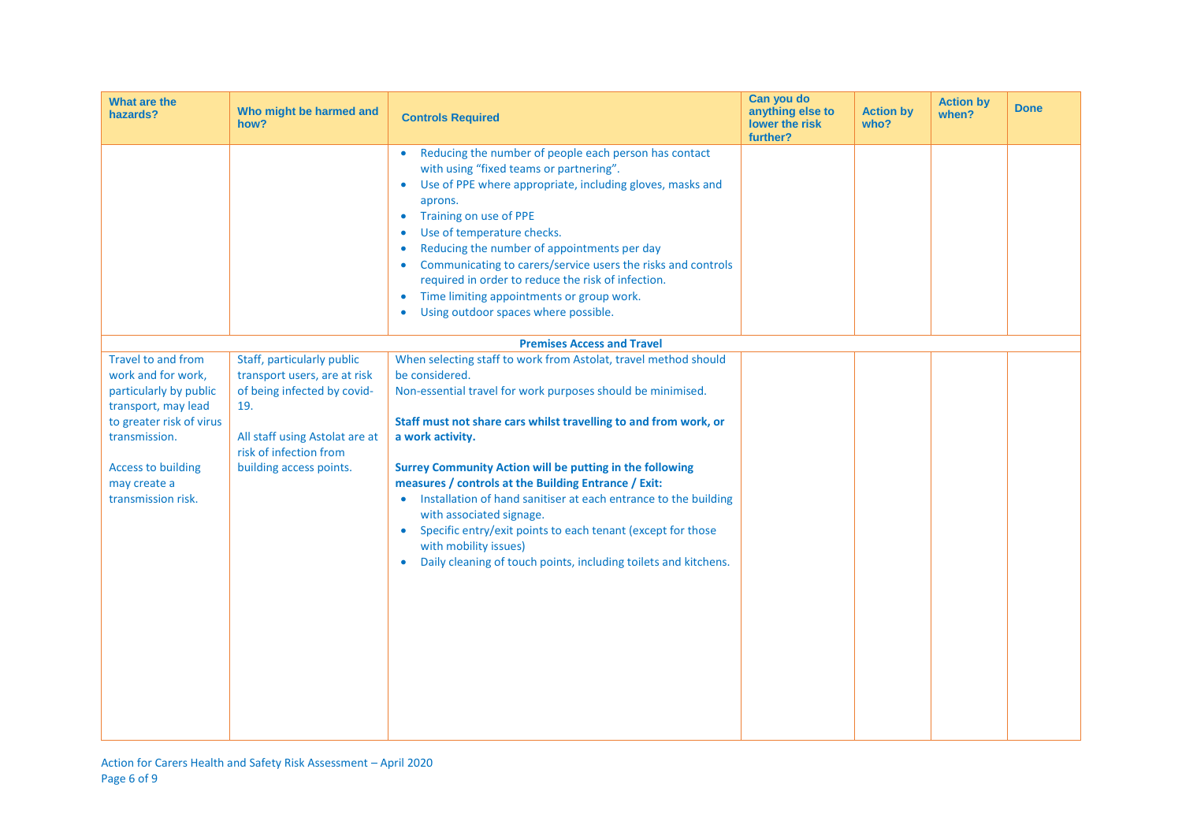| What are the hazards? | Who might be harmed and how? | Controls Required | Can you do anything else to lower the risk further? | Action by who? | Action by when? | Done |
|---|---|---|---|---|---|---|
| | | • Reducing the number of people each person has contact with using "fixed teams or partnering".<br>• Use of PPE where appropriate, including gloves, masks and aprons.<br>• Training on use of PPE<br>• Use of temperature checks.<br>• Reducing the number of appointments per day<br>• Communicating to carers/service users the risks and controls required in order to reduce the risk of infection.<br>• Time limiting appointments or group work.<br>• Using outdoor spaces where possible. | | | | |
| **Premises Access and Travel** | | | | | | |
| Travel to and from work and for work, particularly by public transport, may lead to greater risk of virus transmission.<br><br>Access to building may create a transmission risk. | Staff, particularly public transport users, are at risk of being infected by covid-19.<br><br>All staff using Astolat are at risk of infection from building access points. | When selecting staff to work from Astolat, travel method should be considered.<br>Non-essential travel for work purposes should be minimised.<br><br>**Staff must not share cars whilst travelling to and from work, or a work activity.**<br><br>**Surrey Community Action will be putting in the following measures / controls at the Building Entrance / Exit:**<br>• Installation of hand sanitiser at each entrance to the building with associated signage.<br>• Specific entry/exit points to each tenant (except for those with mobility issues)<br>• Daily cleaning of touch points, including toilets and kitchens. | | | | |

Action for Carers Health and Safety Risk Assessment – April 2020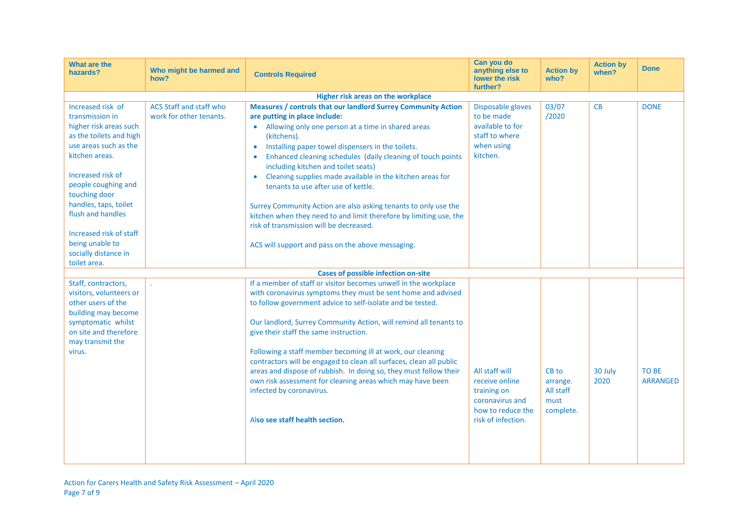| What are the hazards? | Who might be harmed and how? | Controls Required | Can you do anything else to lower the risk further? | Action by who? | Action by when? | Done |
|---|---|---|---|---|---|---|
| **Higher risk areas on the workplace** | | | | | | |
| Increased risk of transmission in higher risk areas such as the toilets and high use areas such as the kitchen areas.<br><br>Increased risk of people coughing and touching door handles, taps, toilet flush and handles<br><br>Increased risk of staff being unable to socially distance in toilet area. | ACS Staff and staff who work for other tenants. | **Measures / controls that our landlord Surrey Community Action are putting in place include:**<br>• Allowing only one person at a time in shared areas (kitchens).<br>• Installing paper towel dispensers in the toilets.<br>• Enhanced cleaning schedules (daily cleaning of touch points including kitchen and toilet seats)<br>• Cleaning supplies made available in the kitchen areas for tenants to use after use of kettle.<br><br>Surrey Community Action are also asking tenants to only use the kitchen when they need to and limit therefore by limiting use, the risk of transmission will be decreased.<br><br>ACS will support and pass on the above messaging. | Disposable gloves to be made available to for staff to where when using kitchen. | 03/07 /2020 | CB | DONE |
| **Cases of possible infection on-site** | | | | | | |
| Staff, contractors, visitors, volunteers or other users of the building may become symptomatic whilst on site and therefore may transmit the virus. | . | If a member of staff or visitor becomes unwell in the workplace with coronavirus symptoms they must be sent home and advised to follow government advice to self-isolate and be tested.<br><br>Our landlord, Surrey Community Action, will remind all tenants to give their staff the same instruction.<br><br>Following a staff member becoming ill at work, our cleaning contractors will be engaged to clean all surfaces, clean all public areas and dispose of rubbish. In doing so, they must follow their own risk assessment for cleaning areas which may have been infected by coronavirus.<br><br>Al**so see staff health section.** | All staff will receive online training on coronavirus and how to reduce the risk of infection. | CB to arrange. All staff must complete. | 30 July 2020 | TO BE ARRANGED |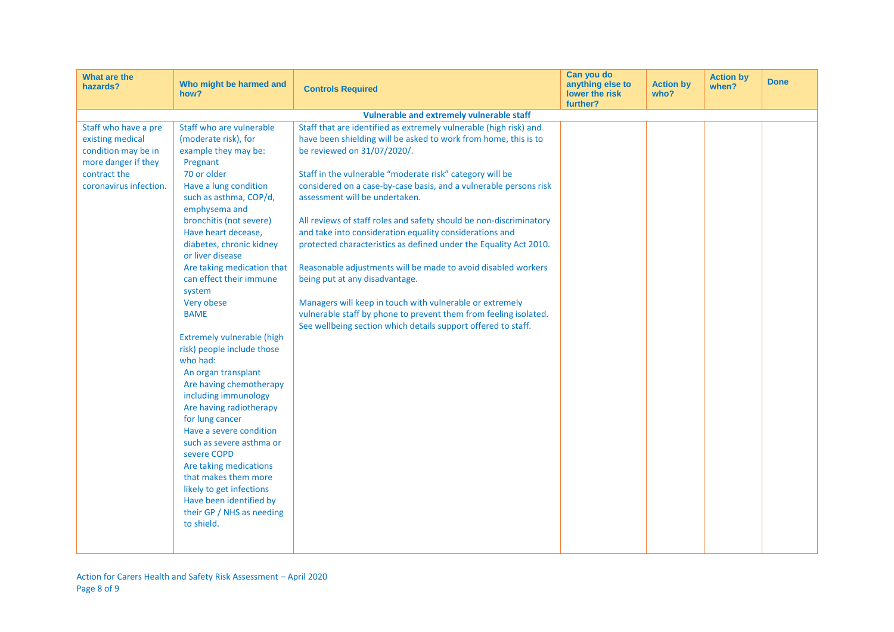| What are the hazards? | Who might be harmed and how? | Controls Required | Can you do anything else to lower the risk further? | Action by who? | Action by when? | Done |
|---|---|---|---|---|---|---|
| **Vulnerable and extremely vulnerable staff** | | | | | | |
| Staff who have a pre existing medical condition may be in more danger if they contract the coronavirus infection. | Staff who are vulnerable (moderate risk), for example they may be:<br>Pregnant<br>70 or older<br>Have a lung condition such as asthma, COP/d, emphysema and bronchitis (not severe)<br>Have heart decease, diabetes, chronic kidney or liver disease<br>Are taking medication that can effect their immune system<br>Very obese<br>BAME<br><br>Extremely vulnerable (high risk) people include those who had:<br>An organ transplant<br>Are having chemotherapy including immunology<br>Are having radiotherapy for lung cancer<br>Have a severe condition such as severe asthma or severe COPD<br>Are taking medications that makes them more likely to get infections<br>Have been identified by their GP / NHS as needing to shield. | Staff that are identified as extremely vulnerable (high risk) and have been shielding will be asked to work from home, this is to be reviewed on 31/07/2020/.<br><br>Staff in the vulnerable "moderate risk" category will be considered on a case-by-case basis, and a vulnerable persons risk assessment will be undertaken.<br><br>All reviews of staff roles and safety should be non-discriminatory and take into consideration equality considerations and protected characteristics as defined under the Equality Act 2010.<br><br>Reasonable adjustments will be made to avoid disabled workers being put at any disadvantage.<br><br>Managers will keep in touch with vulnerable or extremely vulnerable staff by phone to prevent them from feeling isolated. See wellbeing section which details support offered to staff. | | | | |

Action for Carers Health and Safety Risk Assessment – April 2020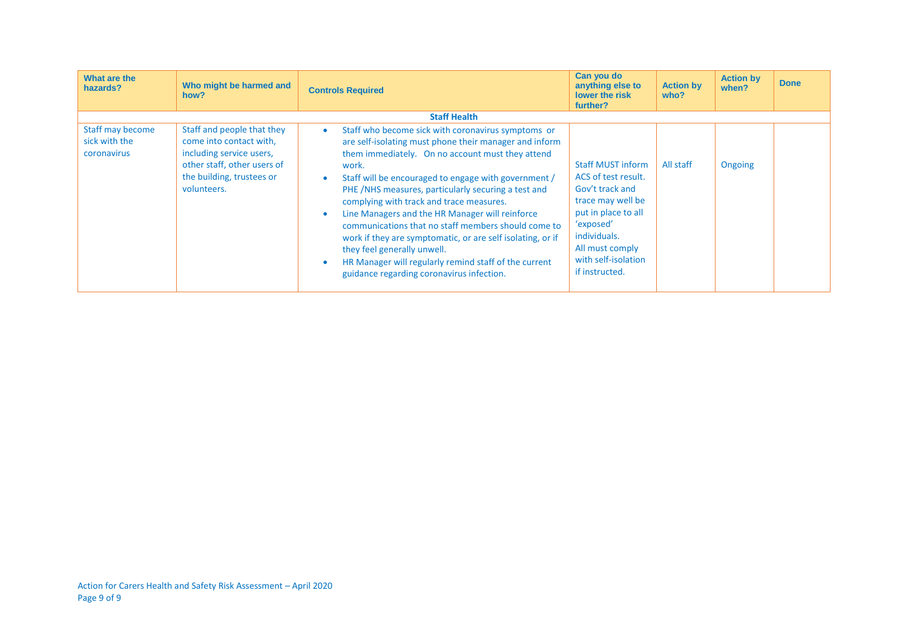| What are the hazards? | Who might be harmed and how? | Controls Required | Can you do anything else to lower the risk further? | Action by who? | Action by when? | Done |
|---|---|---|---|---|---|---|
| **Staff Health** | | | | | | |
| Staff may become sick with the coronavirus | Staff and people that they come into contact with, including service users, other staff, other users of the building, trustees or volunteers. | • Staff who become sick with coronavirus symptoms or are self-isolating must phone their manager and inform them immediately. On no account must they attend work.<br>• Staff will be encouraged to engage with government / PHE /NHS measures, particularly securing a test and complying with track and trace measures.<br>• Line Managers and the HR Manager will reinforce communications that no staff members should come to work if they are symptomatic, or are self isolating, or if they feel generally unwell.<br>• HR Manager will regularly remind staff of the current guidance regarding coronavirus infection. | Staff MUST inform ACS of test result. Gov't track and trace may well be put in place to all 'exposed' individuals. All must comply with self-isolation if instructed. | All staff | Ongoing | |

Action for Carers Health and Safety Risk Assessment – April 2020